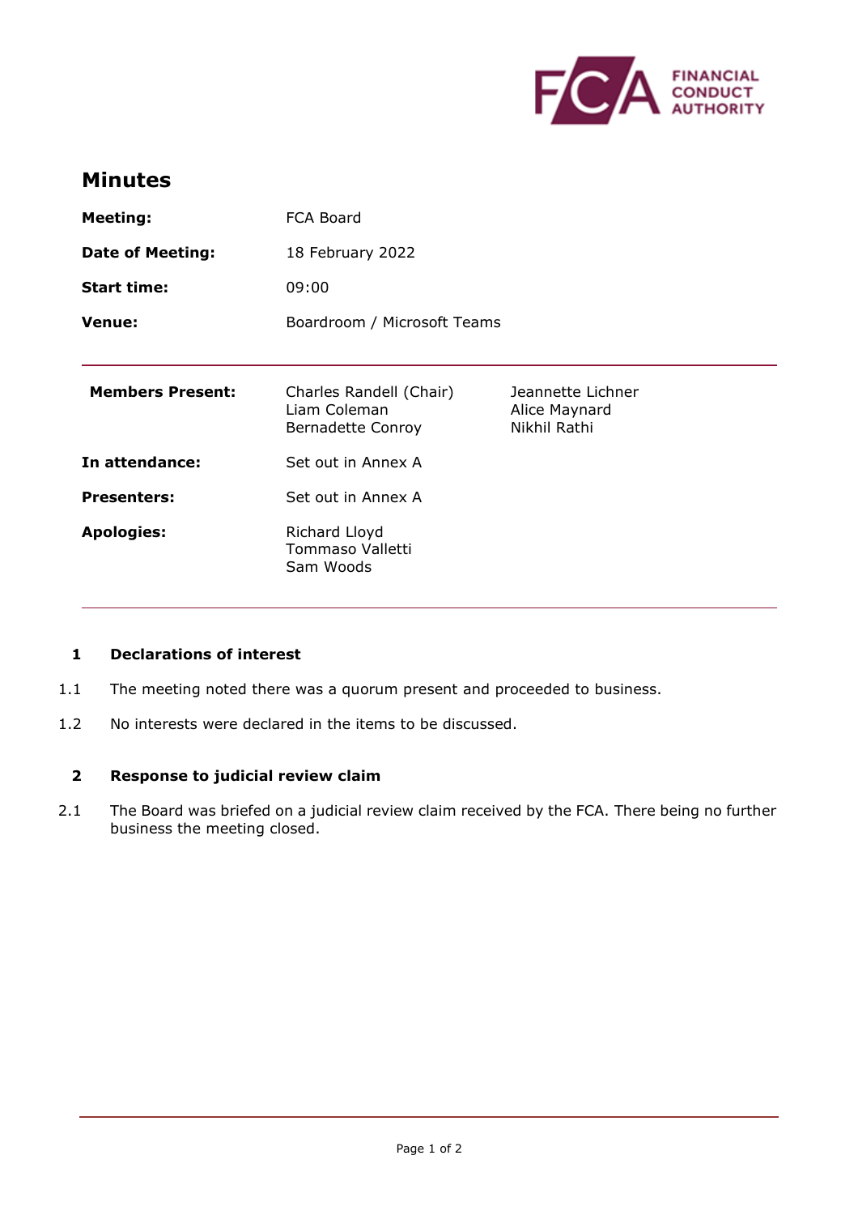# Minutes

| | |
|---|---|
| **Meeting:** | FCA Board |
| **Date of Meeting:** | 18 February 2022 |
| **Start time:** | 09:00 |
| **Venue:** | Boardroom / Microsoft Teams |

| | | |
|---|---|---|
| **Members Present:** | Charles Randell (Chair)<br>Liam Coleman<br>Bernadette Conroy | Jeannette Lichner<br>Alice Maynard<br>Nikhil Rathi |
| **In attendance:** | Set out in Annex A | |
| **Presenters:** | Set out in Annex A | |
| **Apologies:** | Richard Lloyd<br>Tommaso Valletti<br>Sam Woods | |

## 1 Declarations of interest

1.1 The meeting noted there was a quorum present and proceeded to business.

1.2 No interests were declared in the items to be discussed.

## 2 Response to judicial review claim

2.1 The Board was briefed on a judicial review claim received by the FCA. There being no further business the meeting closed.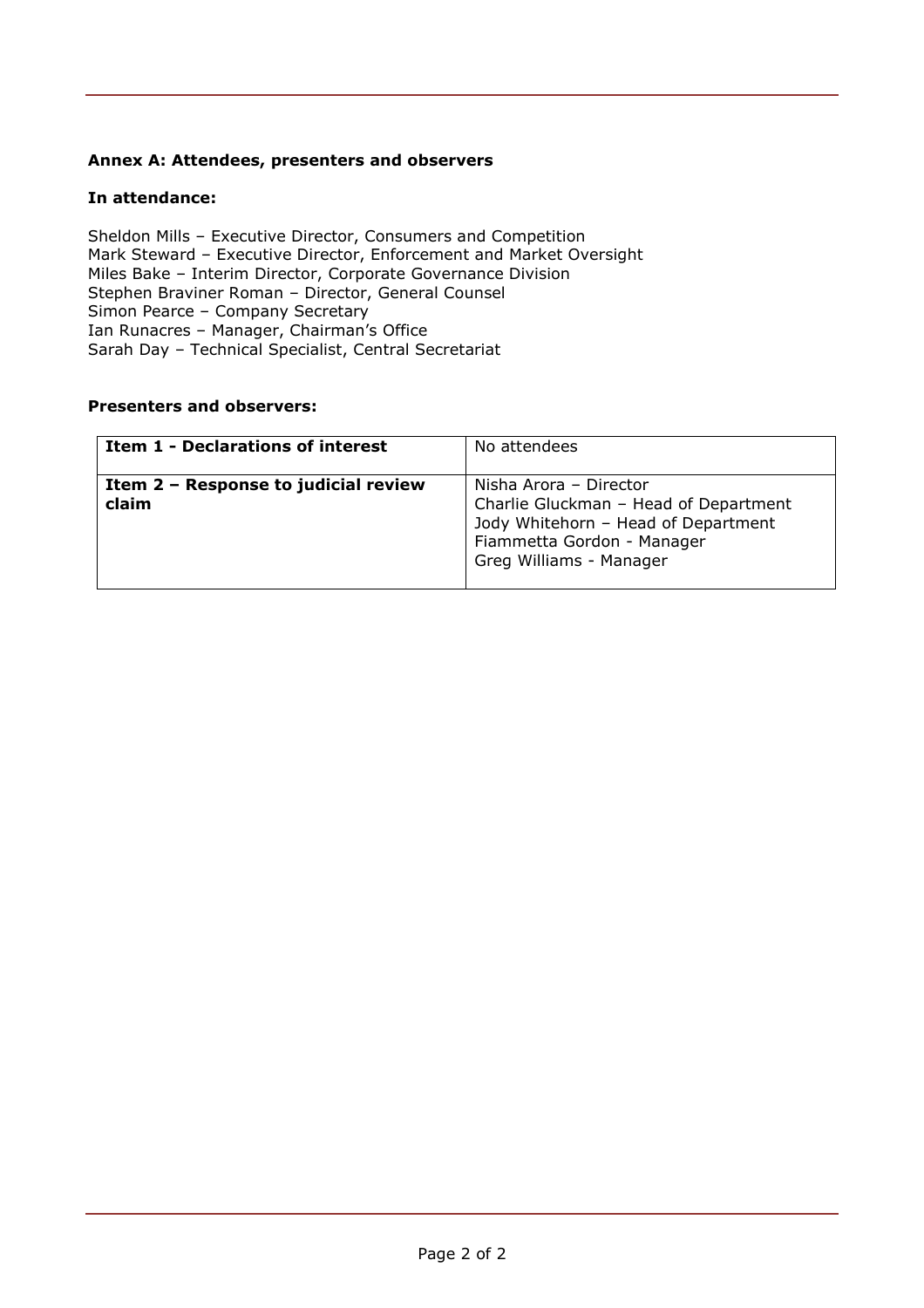**Annex A: Attendees, presenters and observers**

**In attendance:**

Sheldon Mills – Executive Director, Consumers and Competition
Mark Steward – Executive Director, Enforcement and Market Oversight
Miles Bake – Interim Director, Corporate Governance Division
Stephen Braviner Roman – Director, General Counsel
Simon Pearce – Company Secretary
Ian Runacres – Manager, Chairman's Office
Sarah Day – Technical Specialist, Central Secretariat

**Presenters and observers:**

| | |
|---|---|
| **Item 1 - Declarations of interest** | No attendees |
| **Item 2 – Response to judicial review claim** | Nisha Arora – Director<br>Charlie Gluckman – Head of Department<br>Jody Whitehorn – Head of Department<br>Fiammetta Gordon - Manager<br>Greg Williams - Manager |